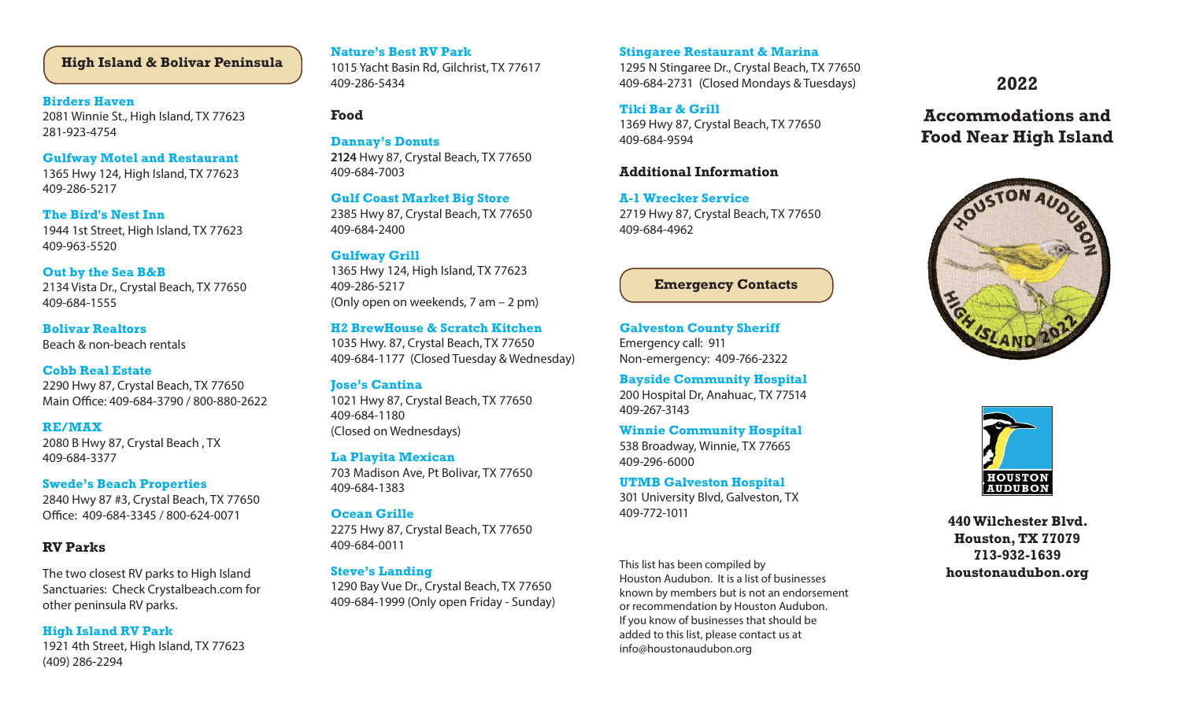# 2022

# Accommodations and Food Near High Island

**440 Wilchester Blvd.**
**Houston, TX 77079**
**713-932-1639**
**houstonaudubon.org**

## High Island & Bolivar Peninsula

**Birders Haven**
2081 Winnie St., High Island, TX 77623
281-923-4754

**Gulfway Motel and Restaurant**
1365 Hwy 124, High Island, TX 77623
409-286-5217

**The Bird's Nest Inn**
1944 1st Street, High Island, TX 77623
409-963-5520

**Out by the Sea B&B**
2134 Vista Dr., Crystal Beach, TX 77650
409-684-1555

**Bolivar Realtors**
Beach & non-beach rentals

**Cobb Real Estate**
2290 Hwy 87, Crystal Beach, TX 77650
Main Office: 409-684-3790 / 800-880-2622

**RE/MAX**
2080 B Hwy 87, Crystal Beach , TX
409-684-3377

**Swede's Beach Properties**
2840 Hwy 87 #3, Crystal Beach, TX 77650
Office: 409-684-3345 / 800-624-0071

## RV Parks

The two closest RV parks to High Island Sanctuaries: Check Crystalbeach.com for other peninsula RV parks.

**High Island RV Park**
1921 4th Street, High Island, TX 77623
(409) 286-2294

**Nature's Best RV Park**
1015 Yacht Basin Rd, Gilchrist, TX 77617
409-286-5434

## Food

**Dannay's Donuts**
**2124** Hwy 87, Crystal Beach, TX 77650
409-684-7003

**Gulf Coast Market Big Store**
2385 Hwy 87, Crystal Beach, TX 77650
409-684-2400

**Gulfway Grill**
1365 Hwy 124, High Island, TX 77623
409-286-5217
(Only open on weekends, 7 am – 2 pm)

**H2 BrewHouse & Scratch Kitchen**
1035 Hwy. 87, Crystal Beach, TX 77650
409-684-1177 (Closed Tuesday & Wednesday)

**Jose's Cantina**
1021 Hwy 87, Crystal Beach, TX 77650
409-684-1180
(Closed on Wednesdays)

**La Playita Mexican**
703 Madison Ave, Pt Bolivar, TX 77650
409-684-1383

**Ocean Grille**
2275 Hwy 87, Crystal Beach, TX 77650
409-684-0011

**Steve's Landing**
1290 Bay Vue Dr., Crystal Beach, TX 77650
409-684-1999 (Only open Friday - Sunday)

**Stingaree Restaurant & Marina**
1295 N Stingaree Dr., Crystal Beach, TX 77650
409-684-2731 (Closed Mondays & Tuesdays)

**Tiki Bar & Grill**
1369 Hwy 87, Crystal Beach, TX 77650
409-684-9594

## Additional Information

**A-1 Wrecker Service**
2719 Hwy 87, Crystal Beach, TX 77650
409-684-4962

## Emergency Contacts

**Galveston County Sheriff**
Emergency call: 911
Non-emergency: 409-766-2322

**Bayside Community Hospital**
200 Hospital Dr, Anahuac, TX 77514
409-267-3143

**Winnie Community Hospital**
538 Broadway, Winnie, TX 77665
409-296-6000

**UTMB Galveston Hospital**
301 University Blvd, Galveston, TX
409-772-1011

This list has been compiled by Houston Audubon. It is a list of businesses known by members but is not an endorsement or recommendation by Houston Audubon. If you know of businesses that should be added to this list, please contact us at info@houstonaudubon.org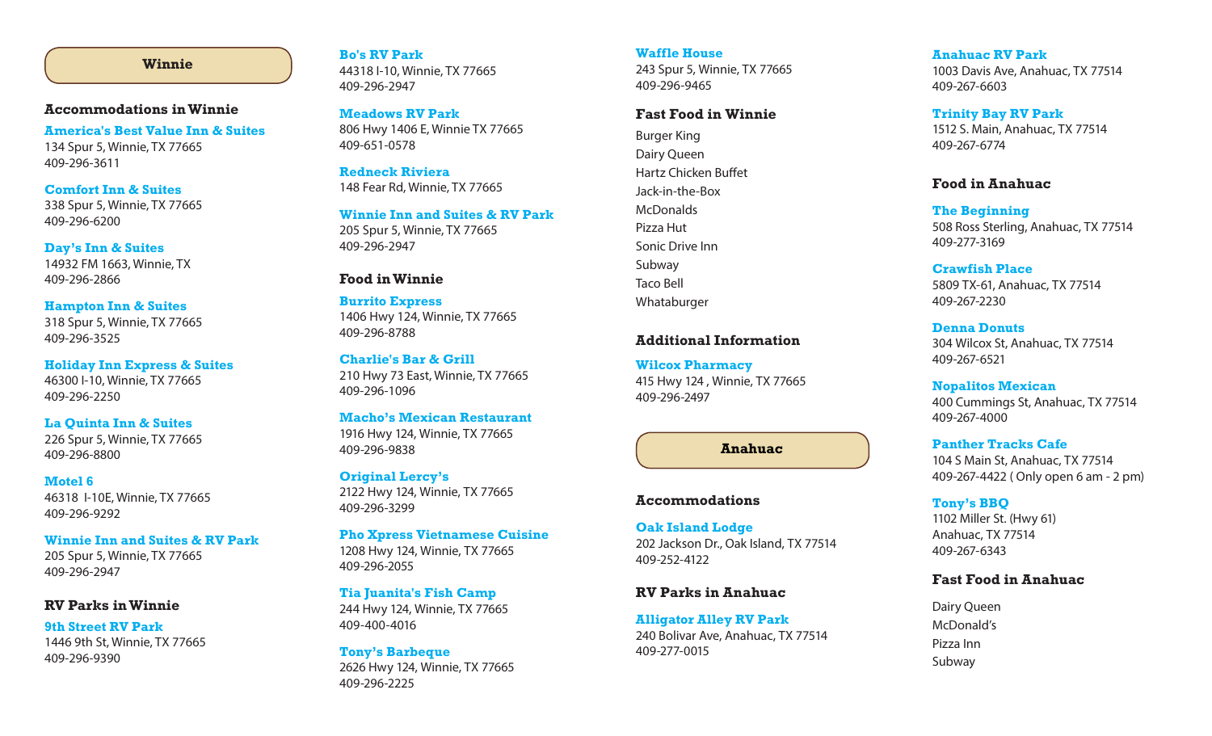## Winnie

### Accommodations in Winnie

**America's Best Value Inn & Suites**
134 Spur 5, Winnie, TX 77665
409-296-3611

**Comfort Inn & Suites**
338 Spur 5, Winnie, TX 77665
409-296-6200

**Day's Inn & Suites**
14932 FM 1663, Winnie, TX
409-296-2866

**Hampton Inn & Suites**
318 Spur 5, Winnie, TX 77665
409-296-3525

**Holiday Inn Express & Suites**
46300 I-10, Winnie, TX 77665
409-296-2250

**La Quinta Inn & Suites**
226 Spur 5, Winnie, TX 77665
409-296-8800

**Motel 6**
46318 I-10E, Winnie, TX 77665
409-296-9292

**Winnie Inn and Suites & RV Park**
205 Spur 5, Winnie, TX 77665
409-296-2947

### RV Parks in Winnie

**9th Street RV Park**
1446 9th St, Winnie, TX 77665
409-296-9390

**Bo's RV Park**
44318 I-10, Winnie, TX 77665
409-296-2947

**Meadows RV Park**
806 Hwy 1406 E, Winnie TX 77665
409-651-0578

**Redneck Riviera**
148 Fear Rd, Winnie, TX 77665

**Winnie Inn and Suites & RV Park**
205 Spur 5, Winnie, TX 77665
409-296-2947

### Food in Winnie

**Burrito Express**
1406 Hwy 124, Winnie, TX 77665
409-296-8788

**Charlie's Bar & Grill**
210 Hwy 73 East, Winnie, TX 77665
409-296-1096

**Macho's Mexican Restaurant**
1916 Hwy 124, Winnie, TX 77665
409-296-9838

**Original Lercy's**
2122 Hwy 124, Winnie, TX 77665
409-296-3299

**Pho Xpress Vietnamese Cuisine**
1208 Hwy 124, Winnie, TX 77665
409-296-2055

**Tia Juanita's Fish Camp**
244 Hwy 124, Winnie, TX 77665
409-400-4016

**Tony's Barbeque**
2626 Hwy 124, Winnie, TX 77665
409-296-2225

**Waffle House**
243 Spur 5, Winnie, TX 77665
409-296-9465

### Fast Food in Winnie

Burger King
Dairy Queen
Hartz Chicken Buffet
Jack-in-the-Box
McDonalds
Pizza Hut
Sonic Drive Inn
Subway
Taco Bell
Whataburger

### Additional Information

**Wilcox Pharmacy**
415 Hwy 124 , Winnie, TX 77665
409-296-2497

## Anahuac

### Accommodations

**Oak Island Lodge**
202 Jackson Dr., Oak Island, TX 77514
409-252-4122

### RV Parks in Anahuac

**Alligator Alley RV Park**
240 Bolivar Ave, Anahuac, TX 77514
409-277-0015

**Anahuac RV Park**
1003 Davis Ave, Anahuac, TX 77514
409-267-6603

**Trinity Bay RV Park**
1512 S. Main, Anahuac, TX 77514
409-267-6774

### Food in Anahuac

**The Beginning**
508 Ross Sterling, Anahuac, TX 77514
409-277-3169

**Crawfish Place**
5809 TX-61, Anahuac, TX 77514
409-267-2230

**Denna Donuts**
304 Wilcox St, Anahuac, TX 77514
409-267-6521

**Nopalitos Mexican**
400 Cummings St, Anahuac, TX 77514
409-267-4000

**Panther Tracks Cafe**
104 S Main St, Anahuac, TX 77514
409-267-4422 ( Only open 6 am - 2 pm)

**Tony's BBQ**
1102 Miller St. (Hwy 61)
Anahuac, TX 77514
409-267-6343

### Fast Food in Anahuac

Dairy Queen
McDonald's
Pizza Inn
Subway